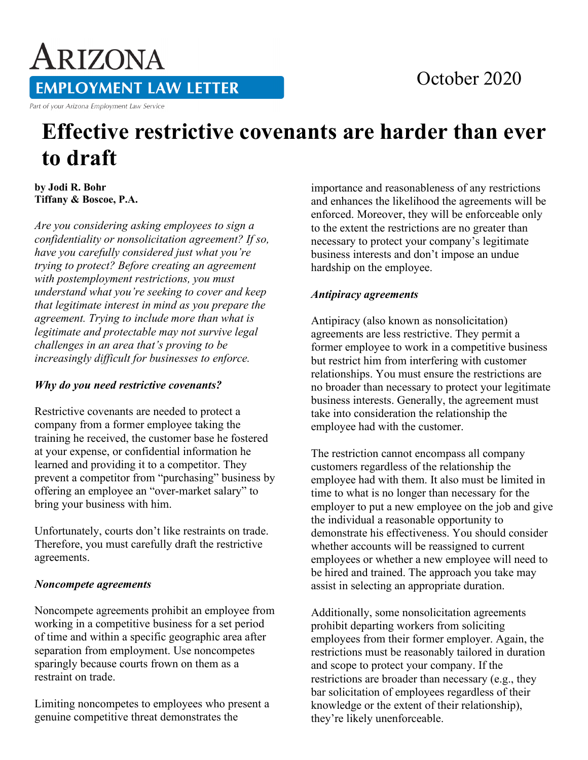# Arizona Employment Law Letter

Part of your Arizona Employment Law Service

October 2020

# Effective restrictive covenants are harder than ever to draft

**by Jodi R. Bohr**
**Tiffany & Boscoe, P.A.**

*Are you considering asking employees to sign a confidentiality or nonsolicitation agreement? If so, have you carefully considered just what you're trying to protect? Before creating an agreement with postemployment restrictions, you must understand what you're seeking to cover and keep that legitimate interest in mind as you prepare the agreement. Trying to include more than what is legitimate and protectable may not survive legal challenges in an area that's proving to be increasingly difficult for businesses to enforce.*

### *Why do you need restrictive covenants?*

Restrictive covenants are needed to protect a company from a former employee taking the training he received, the customer base he fostered at your expense, or confidential information he learned and providing it to a competitor. They prevent a competitor from "purchasing" business by offering an employee an "over-market salary" to bring your business with him.

Unfortunately, courts don't like restraints on trade. Therefore, you must carefully draft the restrictive agreements.

### *Noncompete agreements*

Noncompete agreements prohibit an employee from working in a competitive business for a set period of time and within a specific geographic area after separation from employment. Use noncompetes sparingly because courts frown on them as a restraint on trade.

Limiting noncompetes to employees who present a genuine competitive threat demonstrates the importance and reasonableness of any restrictions and enhances the likelihood the agreements will be enforced. Moreover, they will be enforceable only to the extent the restrictions are no greater than necessary to protect your company's legitimate business interests and don't impose an undue hardship on the employee.

### *Antipiracy agreements*

Antipiracy (also known as nonsolicitation) agreements are less restrictive. They permit a former employee to work in a competitive business but restrict him from interfering with customer relationships. You must ensure the restrictions are no broader than necessary to protect your legitimate business interests. Generally, the agreement must take into consideration the relationship the employee had with the customer.

The restriction cannot encompass all company customers regardless of the relationship the employee had with them. It also must be limited in time to what is no longer than necessary for the employer to put a new employee on the job and give the individual a reasonable opportunity to demonstrate his effectiveness. You should consider whether accounts will be reassigned to current employees or whether a new employee will need to be hired and trained. The approach you take may assist in selecting an appropriate duration.

Additionally, some nonsolicitation agreements prohibit departing workers from soliciting employees from their former employer. Again, the restrictions must be reasonably tailored in duration and scope to protect your company. If the restrictions are broader than necessary (e.g., they bar solicitation of employees regardless of their knowledge or the extent of their relationship), they're likely unenforceable.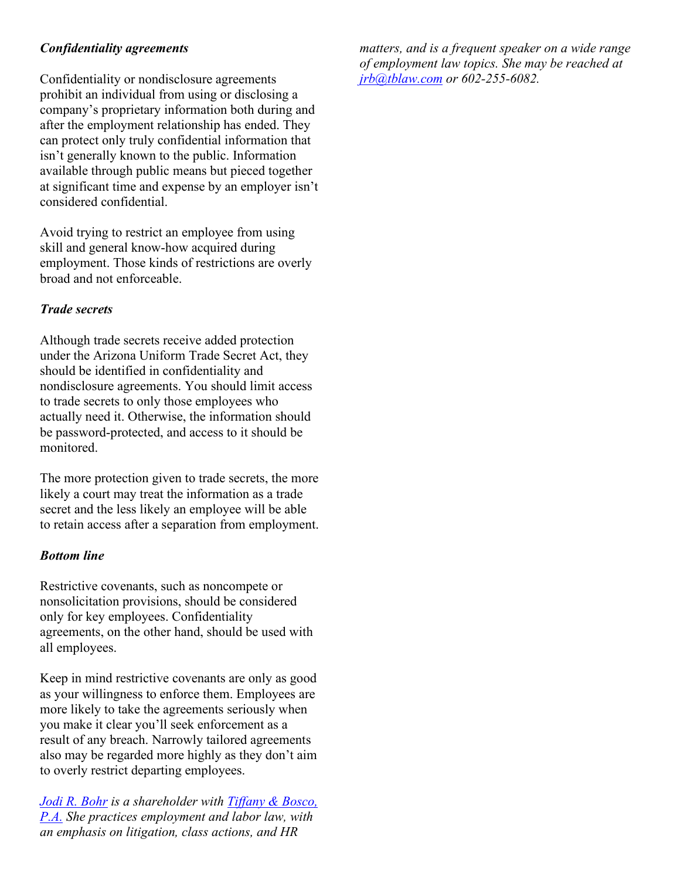### *Confidentiality agreements*

Confidentiality or nondisclosure agreements prohibit an individual from using or disclosing a company's proprietary information both during and after the employment relationship has ended. They can protect only truly confidential information that isn't generally known to the public. Information available through public means but pieced together at significant time and expense by an employer isn't considered confidential.

Avoid trying to restrict an employee from using skill and general know-how acquired during employment. Those kinds of restrictions are overly broad and not enforceable.

### *Trade secrets*

Although trade secrets receive added protection under the Arizona Uniform Trade Secret Act, they should be identified in confidentiality and nondisclosure agreements. You should limit access to trade secrets to only those employees who actually need it. Otherwise, the information should be password-protected, and access to it should be monitored.

The more protection given to trade secrets, the more likely a court may treat the information as a trade secret and the less likely an employee will be able to retain access after a separation from employment.

### *Bottom line*

Restrictive covenants, such as noncompete or nonsolicitation provisions, should be considered only for key employees. Confidentiality agreements, on the other hand, should be used with all employees.

Keep in mind restrictive covenants are only as good as your willingness to enforce them. Employees are more likely to take the agreements seriously when you make it clear you'll seek enforcement as a result of any breach. Narrowly tailored agreements also may be regarded more highly as they don't aim to overly restrict departing employees.

*Jodi R. Bohr is a shareholder with Tiffany & Bosco, P.A. She practices employment and labor law, with an emphasis on litigation, class actions, and HR matters, and is a frequent speaker on a wide range of employment law topics. She may be reached at jrb@tblaw.com or 602-255-6082.*